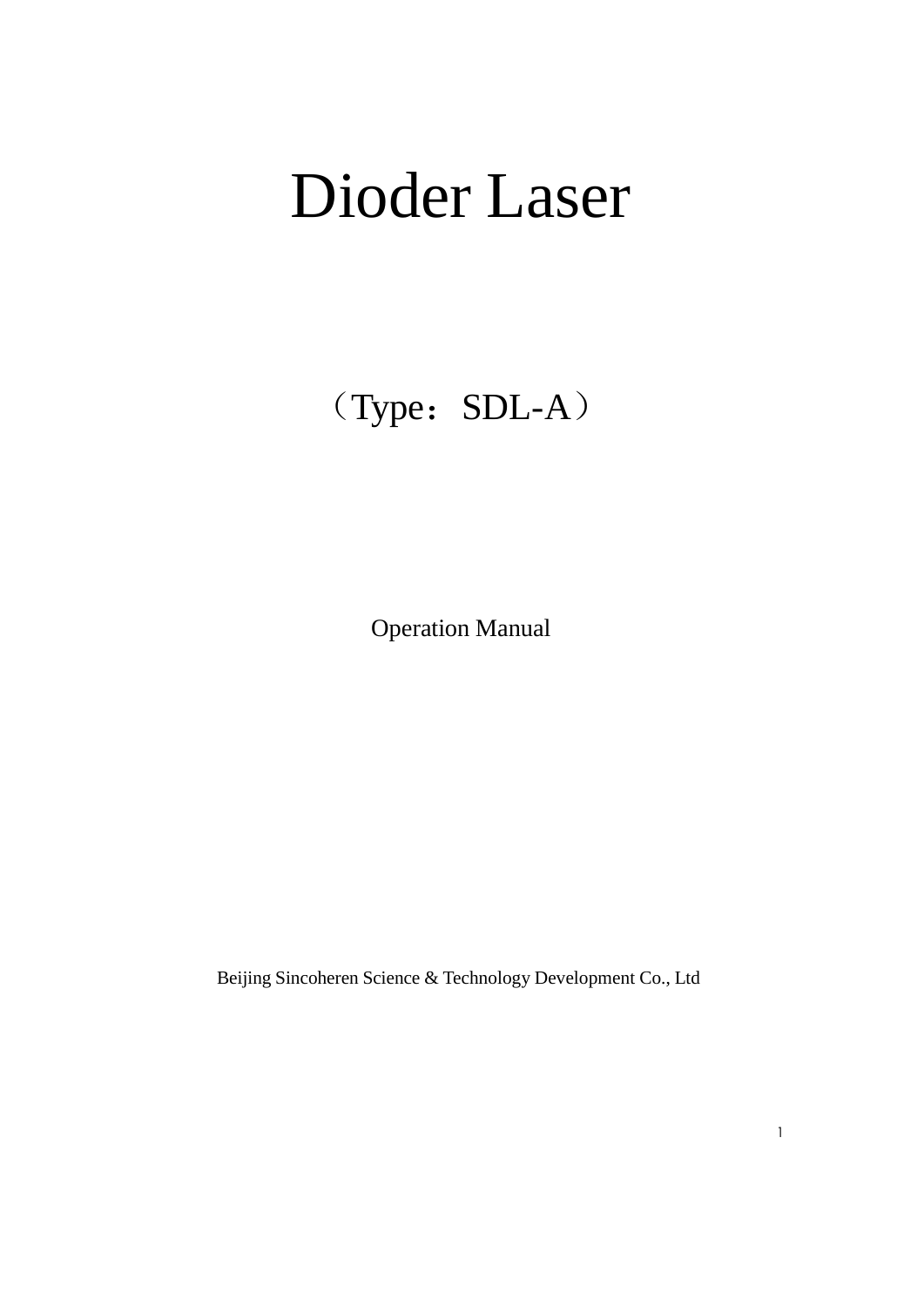# Dioder Laser

（Type：SDL-A）

Operation Manual

Beijing Sincoheren Science & Technology Development Co., Ltd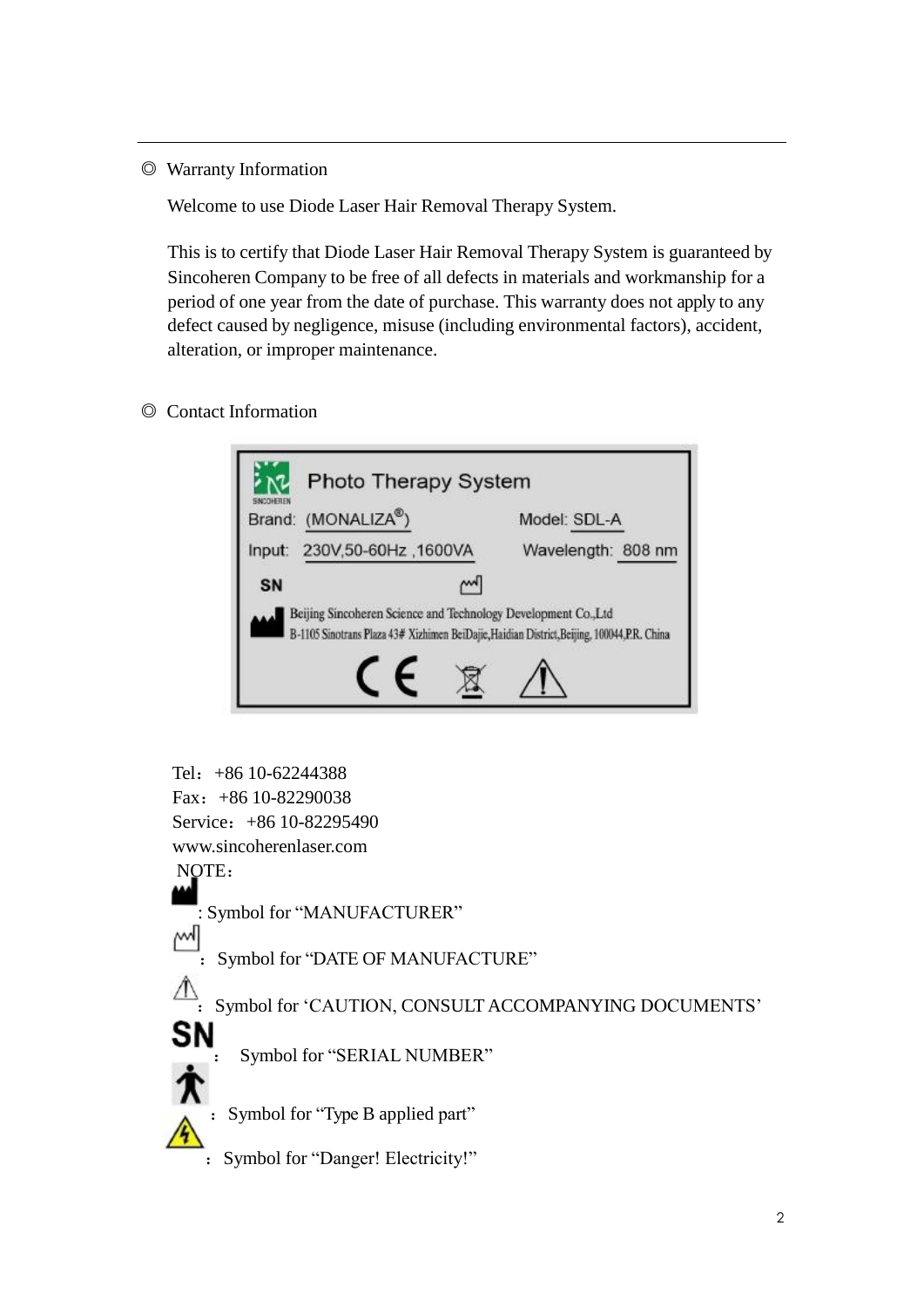◎ Warranty Information

Welcome to use Diode Laser Hair Removal Therapy System.

This is to certify that Diode Laser Hair Removal Therapy System is guaranteed by Sincoheren Company to be free of all defects in materials and workmanship for a period of one year from the date of purchase. This warranty does not apply to any defect caused by negligence, misuse (including environmental factors), accident, alteration, or improper maintenance.

◎ Contact Information

Photo Therapy System

Brand: (MONALIZA®)　　Model: SDL-A

Input: 230V,50-60Hz ,1600VA　　Wavelength: 808 nm

SN

Beijing Sincoheren Science and Technology Development Co.,Ltd
B-1105 Sinotrans Plaza 43# Xizhimen BeiDajie,Haidian District,Beijing, 100044,P.R. China

Tel：+86 10-62244388
Fax：+86 10-82290038
Service：+86 10-82295490
www.sincoherenlaser.com

NOTE：

: Symbol for "MANUFACTURER"

： Symbol for "DATE OF MANUFACTURE"

： Symbol for 'CAUTION, CONSULT ACCOMPANYING DOCUMENTS'

SN ： Symbol for "SERIAL NUMBER"

： Symbol for "Type B applied part"

： Symbol for "Danger! Electricity!"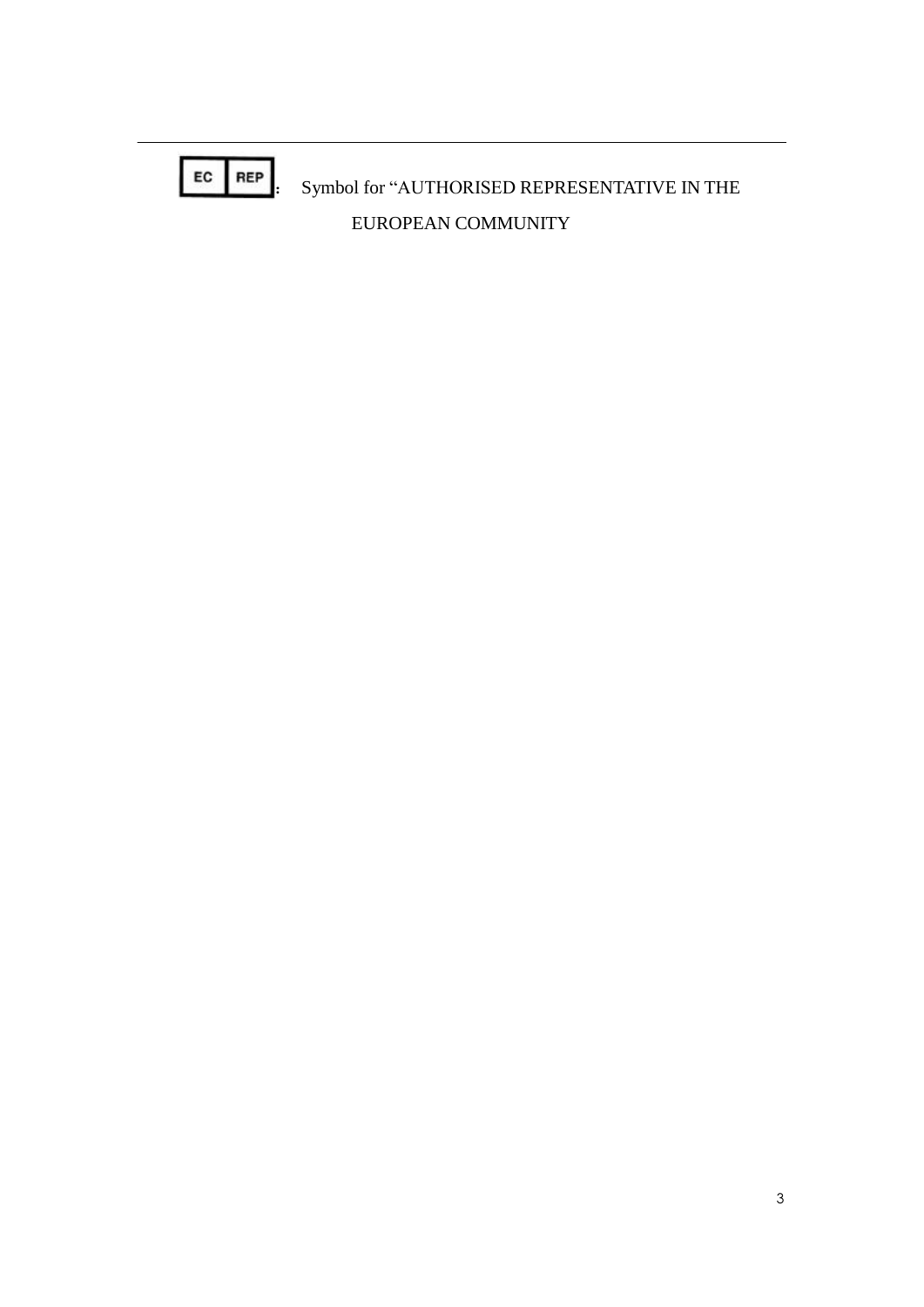---

EC REP: Symbol for "AUTHORISED REPRESENTATIVE IN THE EUROPEAN COMMUNITY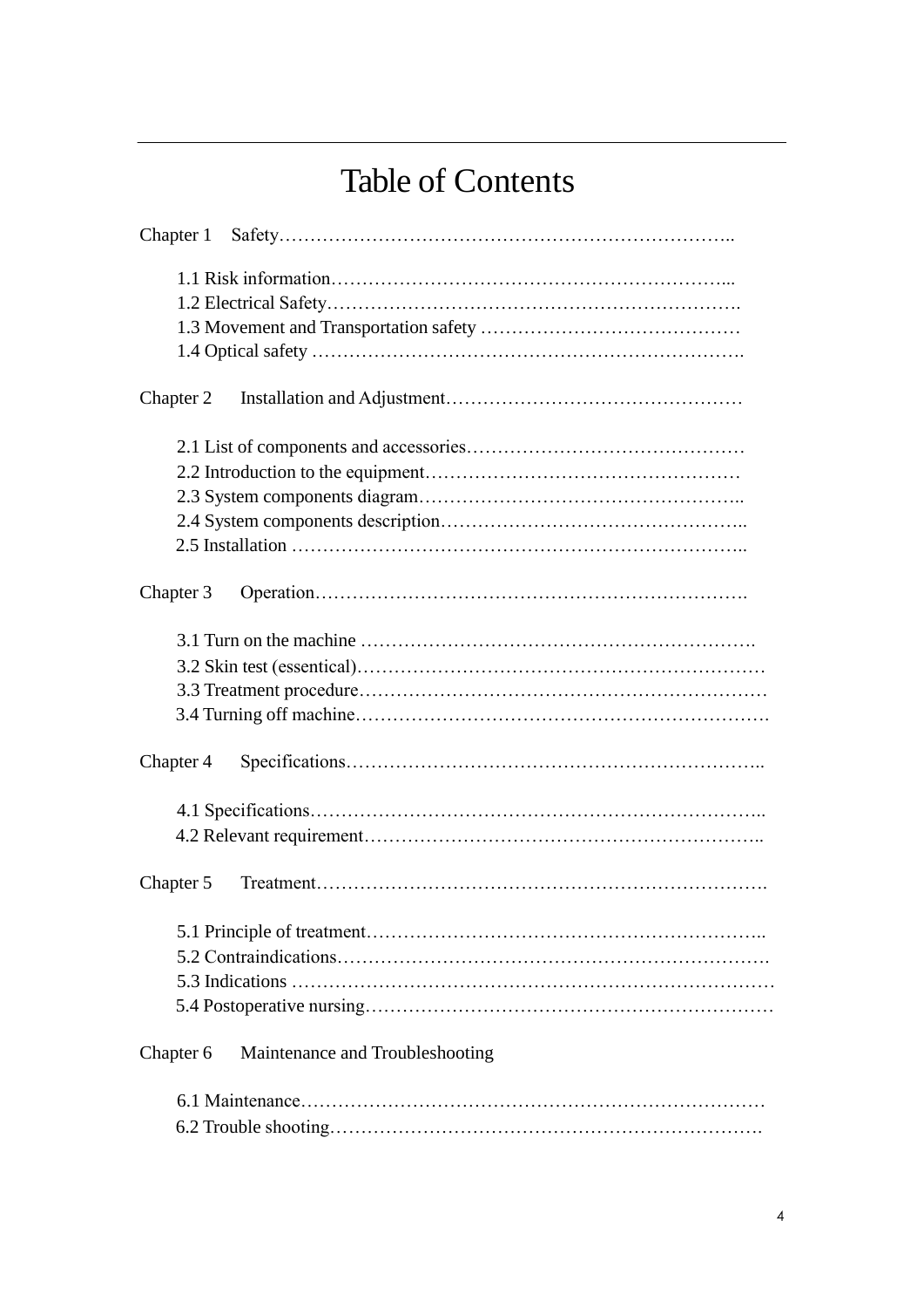# Table of Contents

Chapter 1 Safety……………………………………………………………………..

- 1.1 Risk information………………………………………………………...
- 1.2 Electrical Safety………………………………………………………….
- 1.3 Movement and Transportation safety ……………………………………
- 1.4 Optical safety …………………………………………………………….

Chapter 2 Installation and Adjustment…………………………………………

- 2.1 List of components and accessories………………………………………
- 2.2 Introduction to the equipment……………………………………………
- 2.3 System components diagram……………………………………………..
- 2.4 System components description…………………………………………..
- 2.5 Installation ………………………………………………………………..

Chapter 3 Operation…………………………………………………………….

- 3.1 Turn on the machine ……………………………………………………….
- 3.2 Skin test (essentical)………………………………………………………
- 3.3 Treatment procedure………………………………………………………
- 3.4 Turning off machine……………………………………………………….

Chapter 4 Specifications………………………………………………………..

- 4.1 Specifications……………………………………………………………..
- 4.2 Relevant requirement……………………………………………………..

Chapter 5 Treatment…………………………………………………………….

- 5.1 Principle of treatment……………………………………………………..
- 5.2 Contraindications………………………………………………………….
- 5.3 Indications ………………………………………………………………
- 5.4 Postoperative nursing……………………………………………………

Chapter 6 Maintenance and Troubleshooting

- 6.1 Maintenance………………………………………………………………
- 6.2 Trouble shooting………………………………………………………….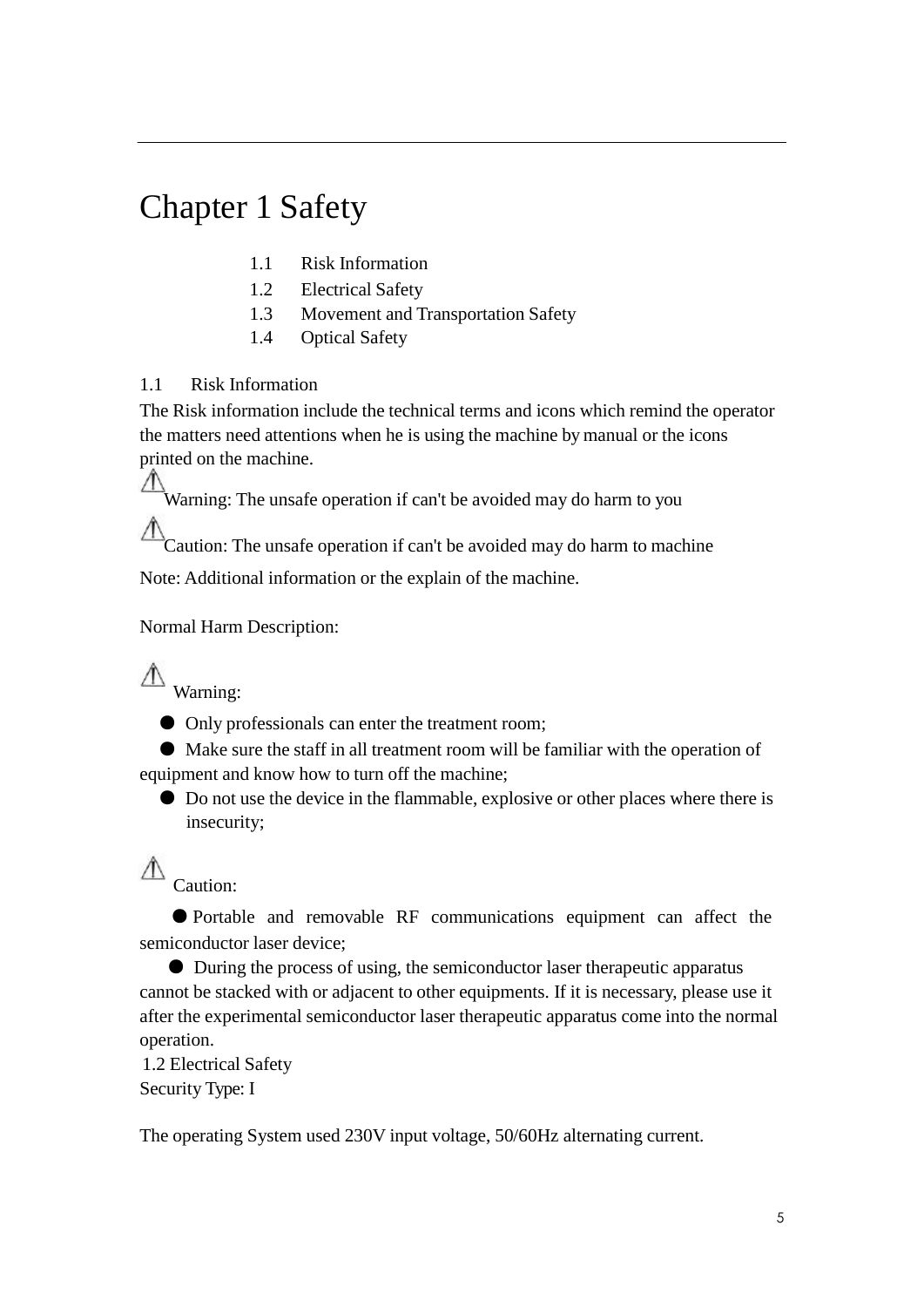# Chapter 1 Safety

1.1 Risk Information
1.2 Electrical Safety
1.3 Movement and Transportation Safety
1.4 Optical Safety

## 1.1 Risk Information

The Risk information include the technical terms and icons which remind the operator the matters need attentions when he is using the machine by manual or the icons printed on the machine.

⚠ Warning: The unsafe operation if can't be avoided may do harm to you

⚠ Caution: The unsafe operation if can't be avoided may do harm to machine

Note: Additional information or the explain of the machine.

Normal Harm Description:

⚠ Warning:

- Only professionals can enter the treatment room;
- Make sure the staff in all treatment room will be familiar with the operation of equipment and know how to turn off the machine;
- Do not use the device in the flammable, explosive or other places where there is insecurity;

⚠ Caution:

- Portable and removable RF communications equipment can affect the semiconductor laser device;
- During the process of using, the semiconductor laser therapeutic apparatus cannot be stacked with or adjacent to other equipments. If it is necessary, please use it after the experimental semiconductor laser therapeutic apparatus come into the normal operation.

## 1.2 Electrical Safety

Security Type: I

The operating System used 230V input voltage, 50/60Hz alternating current.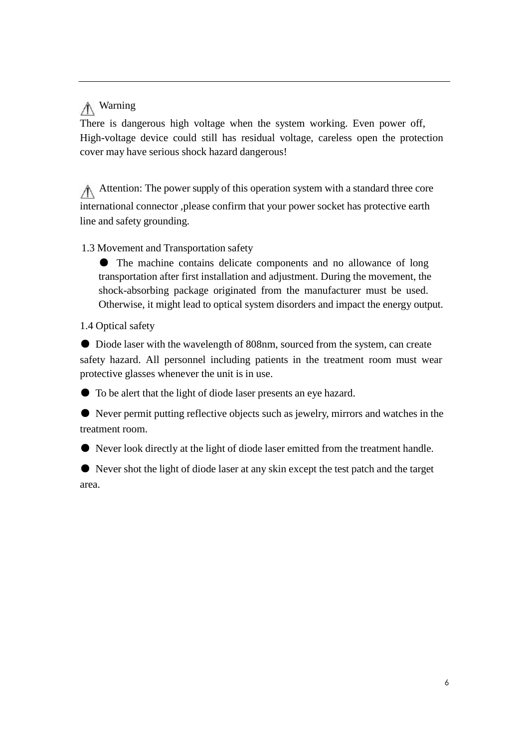⚠ Warning

There is dangerous high voltage when the system working. Even power off, High-voltage device could still has residual voltage, careless open the protection cover may have serious shock hazard dangerous!

⚠ Attention: The power supply of this operation system with a standard three core international connector ,please confirm that your power socket has protective earth line and safety grounding.

### 1.3 Movement and Transportation safety

- The machine contains delicate components and no allowance of long transportation after first installation and adjustment. During the movement, the shock-absorbing package originated from the manufacturer must be used. Otherwise, it might lead to optical system disorders and impact the energy output.

### 1.4 Optical safety

- Diode laser with the wavelength of 808nm, sourced from the system, can create safety hazard. All personnel including patients in the treatment room must wear protective glasses whenever the unit is in use.
- To be alert that the light of diode laser presents an eye hazard.
- Never permit putting reflective objects such as jewelry, mirrors and watches in the treatment room.
- Never look directly at the light of diode laser emitted from the treatment handle.
- Never shot the light of diode laser at any skin except the test patch and the target area.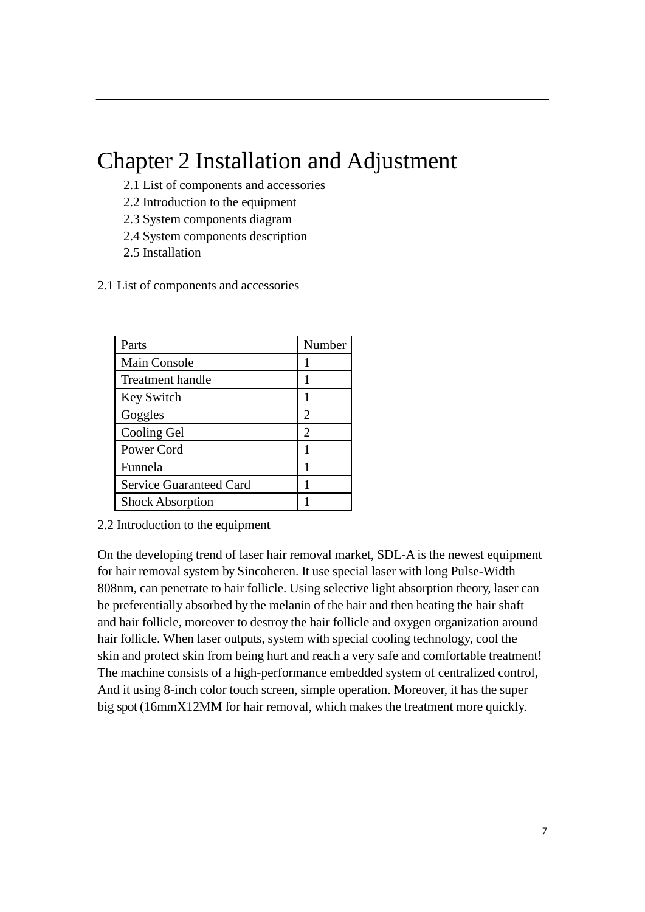# Chapter 2 Installation and Adjustment

2.1 List of components and accessories
2.2 Introduction to the equipment
2.3 System components diagram
2.4 System components description
2.5 Installation

## 2.1 List of components and accessories

| Parts | Number |
|---|---|
| Main Console | 1 |
| Treatment handle | 1 |
| Key Switch | 1 |
| Goggles | 2 |
| Cooling Gel | 2 |
| Power Cord | 1 |
| Funnela | 1 |
| Service Guaranteed Card | 1 |
| Shock Absorption | 1 |

## 2.2 Introduction to the equipment

On the developing trend of laser hair removal market, SDL-A is the newest equipment for hair removal system by Sincoheren. It use special laser with long Pulse-Width 808nm, can penetrate to hair follicle. Using selective light absorption theory, laser can be preferentially absorbed by the melanin of the hair and then heating the hair shaft and hair follicle, moreover to destroy the hair follicle and oxygen organization around hair follicle. When laser outputs, system with special cooling technology, cool the skin and protect skin from being hurt and reach a very safe and comfortable treatment! The machine consists of a high-performance embedded system of centralized control, And it using 8-inch color touch screen, simple operation. Moreover, it has the super big spot (16mmX12MM for hair removal, which makes the treatment more quickly.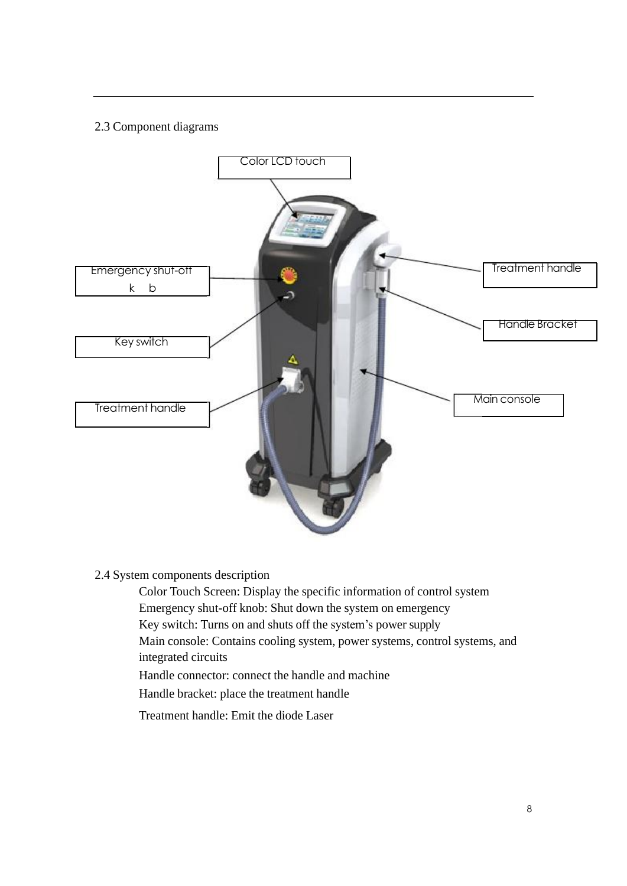2.3 Component diagrams

Color LCD touch

Emergency shut-off k b

Key switch

Treatment handle

Treatment handle

Handle Bracket

Main console

2.4 System components description

Color Touch Screen: Display the specific information of control system
Emergency shut-off knob: Shut down the system on emergency
Key switch: Turns on and shuts off the system's power supply
Main console: Contains cooling system, power systems, control systems, and integrated circuits
Handle connector: connect the handle and machine
Handle bracket: place the treatment handle
Treatment handle: Emit the diode Laser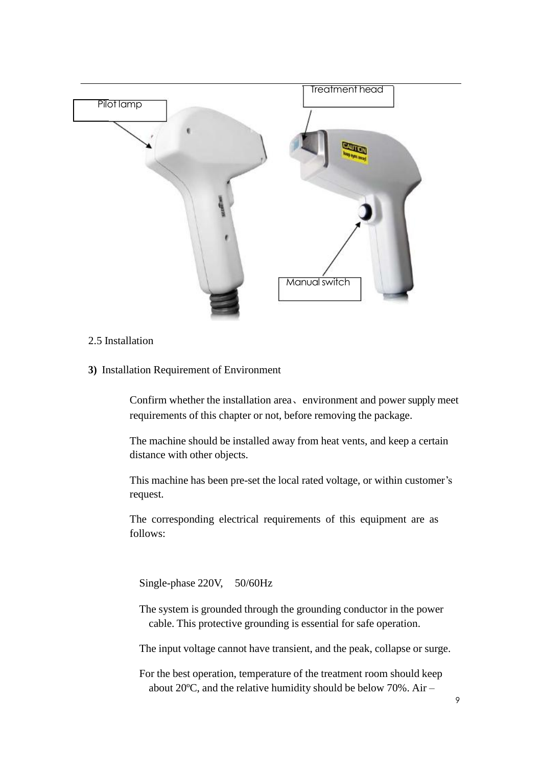Pilot lamp

Treatment head

Manual switch

2.5 Installation

**3)** Installation Requirement of Environment

Confirm whether the installation area、environment and power supply meet requirements of this chapter or not, before removing the package.

The machine should be installed away from heat vents, and keep a certain distance with other objects.

This machine has been pre-set the local rated voltage, or within customer's request.

The corresponding electrical requirements of this equipment are as follows:

Single-phase 220V, 50/60Hz

The system is grounded through the grounding conductor in the power cable. This protective grounding is essential for safe operation.

The input voltage cannot have transient, and the peak, collapse or surge.

For the best operation, temperature of the treatment room should keep about 20ºC, and the relative humidity should be below 70%. Air –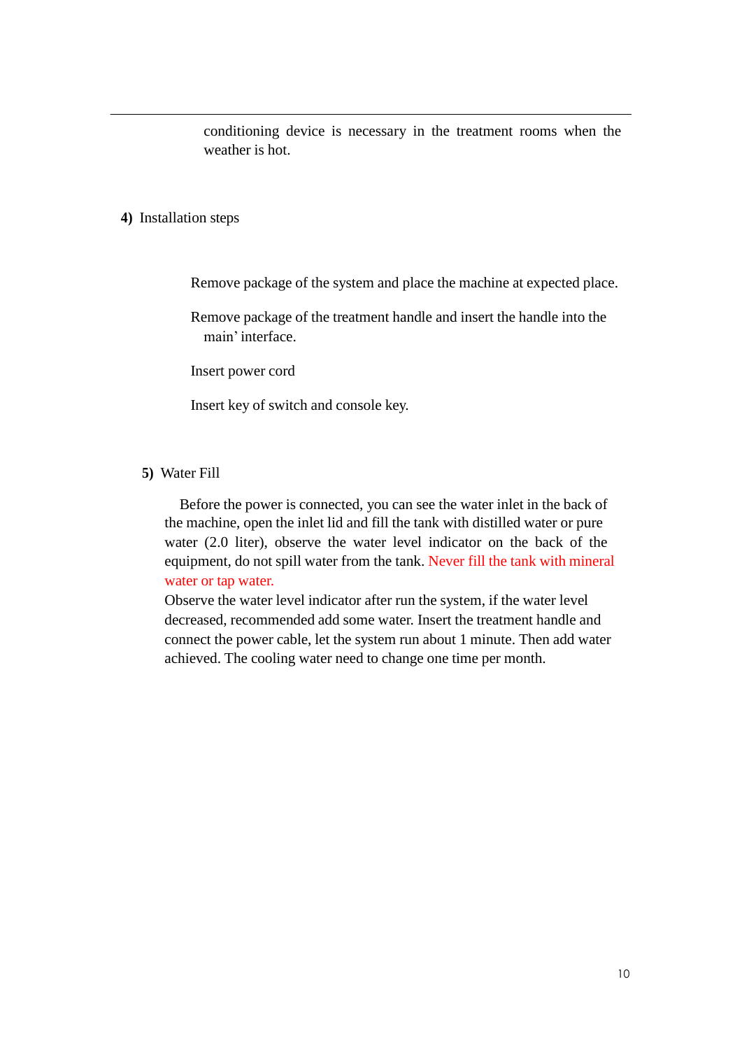conditioning device is necessary in the treatment rooms when the weather is hot.

**4)** Installation steps

Remove package of the system and place the machine at expected place.

Remove package of the treatment handle and insert the handle into the main' interface.

Insert power cord

Insert key of switch and console key.

**5)** Water Fill

Before the power is connected, you can see the water inlet in the back of the machine, open the inlet lid and fill the tank with distilled water or pure water (2.0 liter), observe the water level indicator on the back of the equipment, do not spill water from the tank. Never fill the tank with mineral water or tap water.

Observe the water level indicator after run the system, if the water level decreased, recommended add some water. Insert the treatment handle and connect the power cable, let the system run about 1 minute. Then add water achieved. The cooling water need to change one time per month.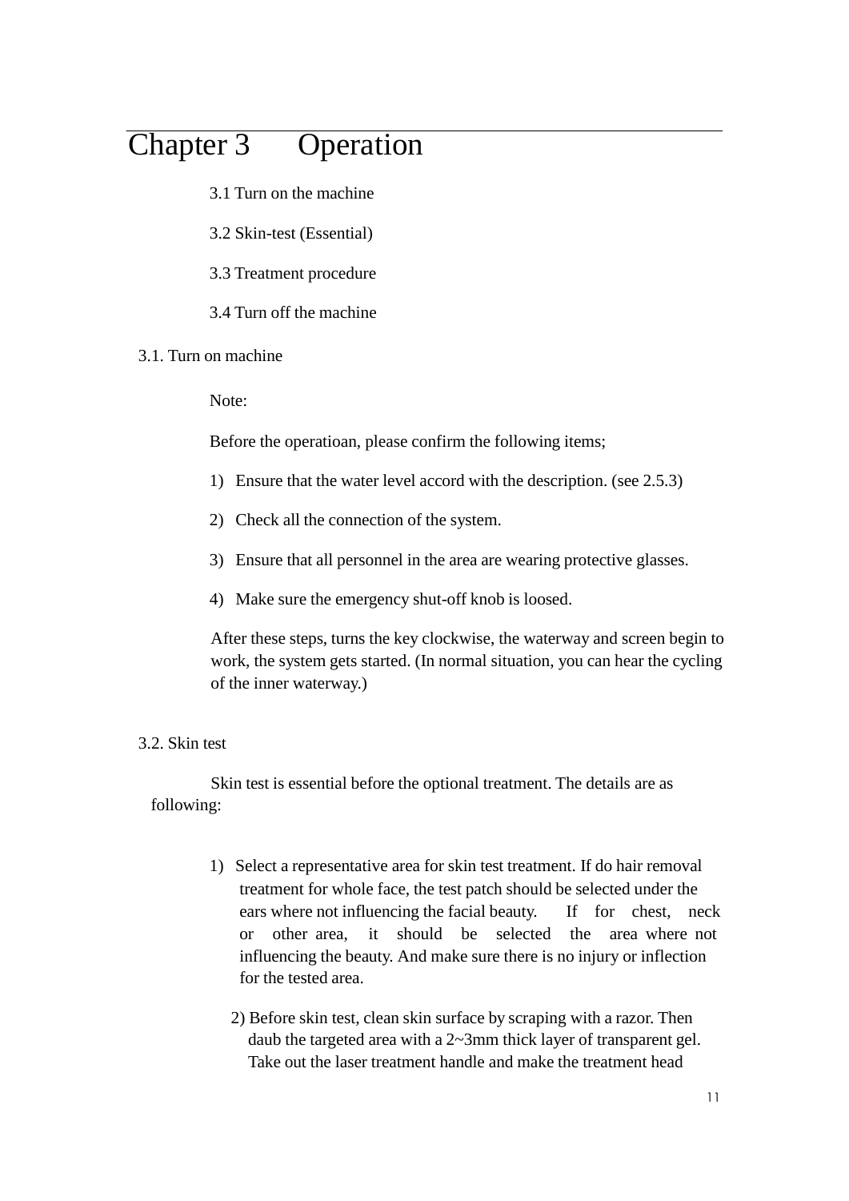# Chapter 3 Operation

3.1 Turn on the machine

3.2 Skin-test (Essential)

3.3 Treatment procedure

3.4 Turn off the machine

## 3.1. Turn on machine

Note:

Before the operatioan, please confirm the following items;

1) Ensure that the water level accord with the description. (see 2.5.3)
2) Check all the connection of the system.
3) Ensure that all personnel in the area are wearing protective glasses.
4) Make sure the emergency shut-off knob is loosed.

After these steps, turns the key clockwise, the waterway and screen begin to work, the system gets started. (In normal situation, you can hear the cycling of the inner waterway.)

## 3.2. Skin test

Skin test is essential before the optional treatment. The details are as following:

1) Select a representative area for skin test treatment. If do hair removal treatment for whole face, the test patch should be selected under the ears where not influencing the facial beauty. If for chest, neck or other area, it should be selected the area where not influencing the beauty. And make sure there is no injury or inflection for the tested area.

2) Before skin test, clean skin surface by scraping with a razor. Then daub the targeted area with a 2~3mm thick layer of transparent gel. Take out the laser treatment handle and make the treatment head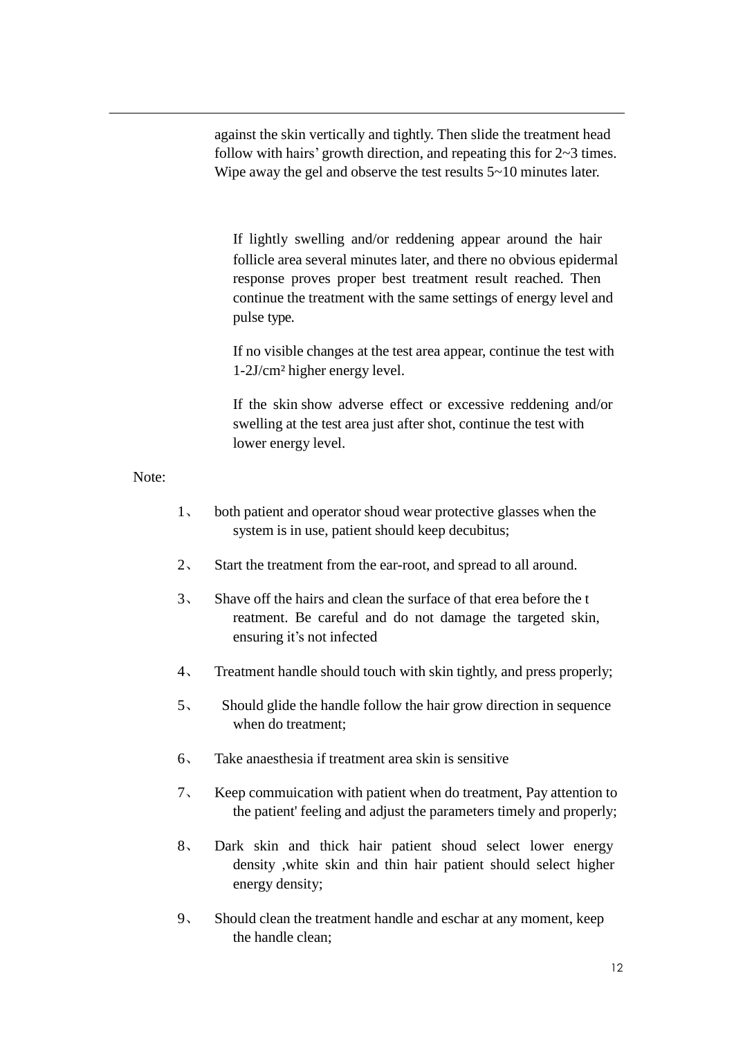against the skin vertically and tightly. Then slide the treatment head follow with hairs' growth direction, and repeating this for 2~3 times. Wipe away the gel and observe the test results 5~10 minutes later.

If lightly swelling and/or reddening appear around the hair follicle area several minutes later, and there no obvious epidermal response proves proper best treatment result reached. Then continue the treatment with the same settings of energy level and pulse type.

If no visible changes at the test area appear, continue the test with 1-2J/cm² higher energy level.

If the skin show adverse effect or excessive reddening and/or swelling at the test area just after shot, continue the test with lower energy level.

Note:

1、 both patient and operator shoud wear protective glasses when the system is in use, patient should keep decubitus;

2、 Start the treatment from the ear-root, and spread to all around.

3、 Shave off the hairs and clean the surface of that erea before the t reatment. Be careful and do not damage the targeted skin, ensuring it's not infected

4、 Treatment handle should touch with skin tightly, and press properly;

5、 Should glide the handle follow the hair grow direction in sequence when do treatment;

6、 Take anaesthesia if treatment area skin is sensitive

7、 Keep commuication with patient when do treatment, Pay attention to the patient' feeling and adjust the parameters timely and properly;

8、 Dark skin and thick hair patient shoud select lower energy density ,white skin and thin hair patient should select higher energy density;

9、 Should clean the treatment handle and eschar at any moment, keep the handle clean;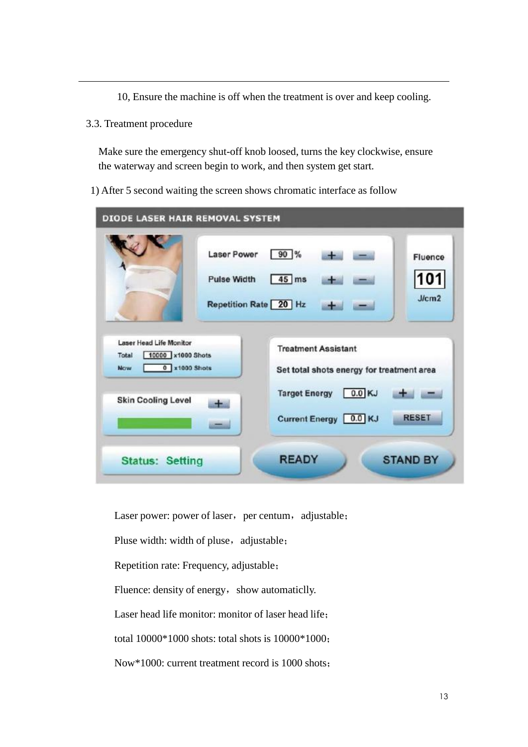10, Ensure the machine is off when the treatment is over and keep cooling.

## 3.3. Treatment procedure

Make sure the emergency shut-off knob loosed, turns the key clockwise, ensure the waterway and screen begin to work, and then system get start.

1) After 5 second waiting the screen shows chromatic interface as follow

Laser power: power of laser，per centum，adjustable；

Pluse width: width of pluse，adjustable；

Repetition rate: Frequency, adjustable；

Fluence: density of energy，show automaticlly.

Laser head life monitor: monitor of laser head life；

total 10000*1000 shots: total shots is 10000*1000；

Now*1000: current treatment record is 1000 shots；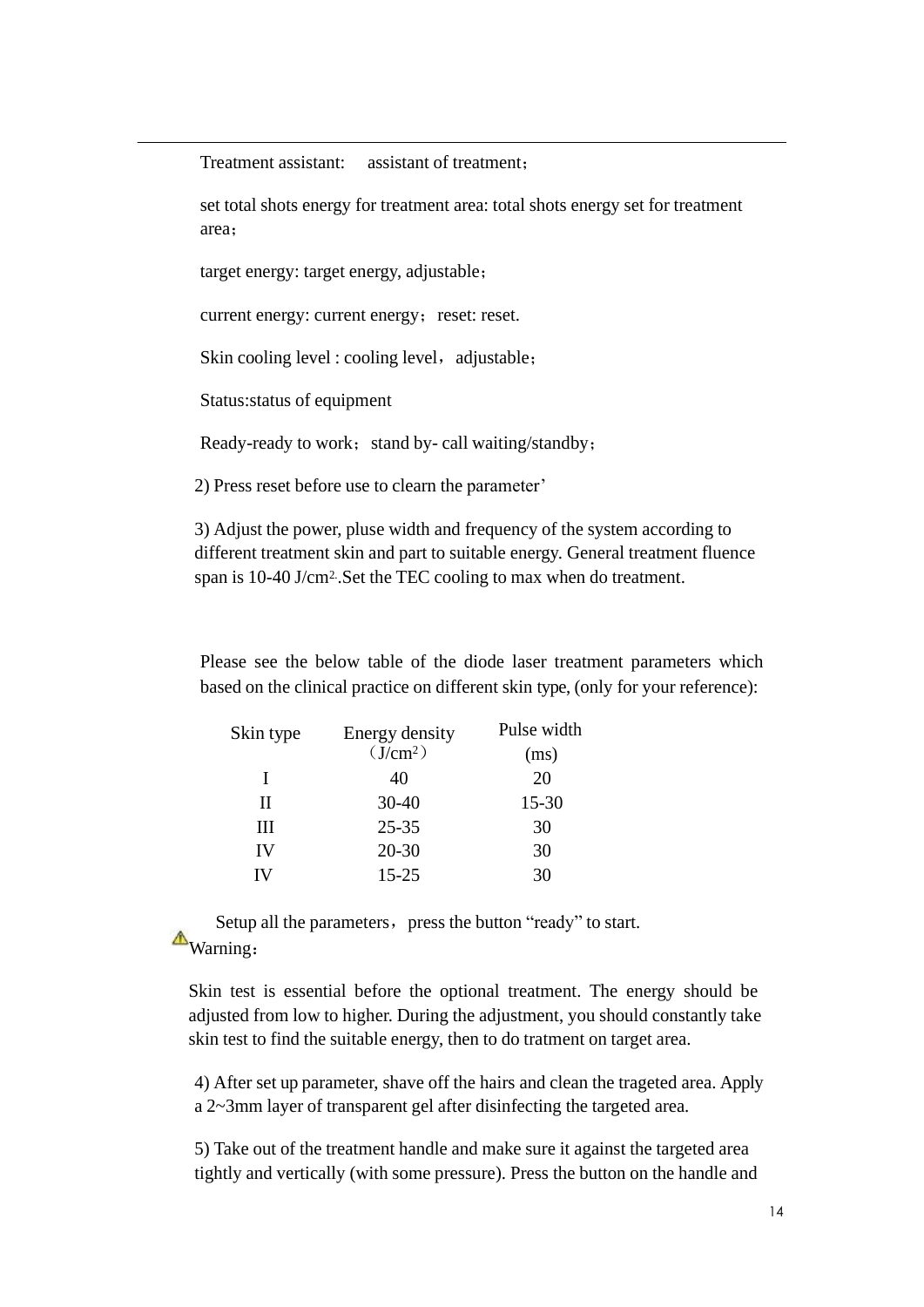Treatment assistant: assistant of treatment；

set total shots energy for treatment area: total shots energy set for treatment area；

target energy: target energy, adjustable；

current energy: current energy；reset: reset.

Skin cooling level : cooling level，adjustable；

Status:status of equipment

Ready-ready to work；stand by- call waiting/standby；

2) Press reset before use to clearn the parameter’

3) Adjust the power, pluse width and frequency of the system according to different treatment skin and part to suitable energy. General treatment fluence span is 10-40 J/cm$^2$..Set the TEC cooling to max when do treatment.

Please see the below table of the diode laser treatment parameters which based on the clinical practice on different skin type, (only for your reference):

| Skin type | Energy density（J/cm$^2$） | Pulse width (ms) |
|---|---|---|
| I | 40 | 20 |
| II | 30-40 | 15-30 |
| III | 25-35 | 30 |
| IV | 20-30 | 30 |
| IV | 15-25 | 30 |

Setup all the parameters，press the button “ready” to start.

⚠Warning：

Skin test is essential before the optional treatment. The energy should be adjusted from low to higher. During the adjustment, you should constantly take skin test to find the suitable energy, then to do tratment on target area.

4) After set up parameter, shave off the hairs and clean the trageted area. Apply a 2~3mm layer of transparent gel after disinfecting the targeted area.

5) Take out of the treatment handle and make sure it against the targeted area tightly and vertically (with some pressure). Press the button on the handle and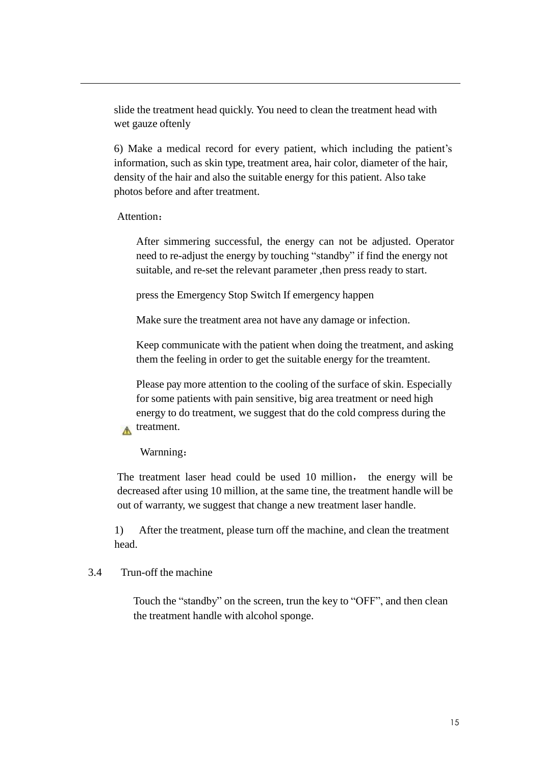slide the treatment head quickly. You need to clean the treatment head with wet gauze oftenly

6) Make a medical record for every patient, which including the patient's information, such as skin type, treatment area, hair color, diameter of the hair, density of the hair and also the suitable energy for this patient. Also take photos before and after treatment.

Attention：

After simmering successful, the energy can not be adjusted. Operator need to re-adjust the energy by touching "standby" if find the energy not suitable, and re-set the relevant parameter ,then press ready to start.

press the Emergency Stop Switch If emergency happen

Make sure the treatment area not have any damage or infection.

Keep communicate with the patient when doing the treatment, and asking them the feeling in order to get the suitable energy for the treamtent.

Please pay more attention to the cooling of the surface of skin. Especially for some patients with pain sensitive, big area treatment or need high energy to do treatment, we suggest that do the cold compress during the treatment.

⚠ Warnning：

The treatment laser head could be used 10 million， the energy will be decreased after using 10 million, at the same tine, the treatment handle will be out of warranty, we suggest that change a new treatment laser handle.

1) After the treatment, please turn off the machine, and clean the treatment head.

## 3.4 Trun-off the machine

Touch the "standby" on the screen, trun the key to "OFF", and then clean the treatment handle with alcohol sponge.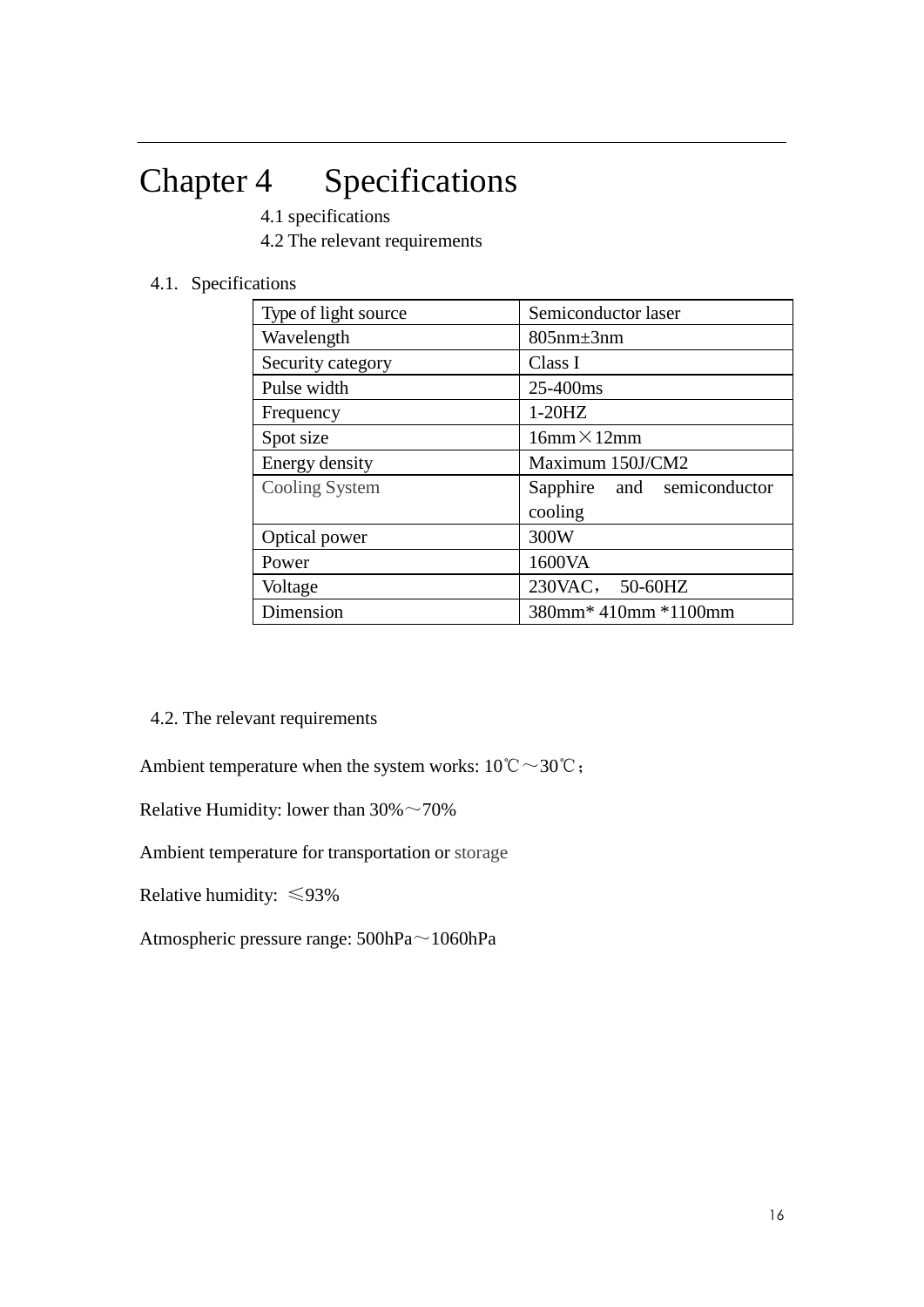# Chapter 4 Specifications

4.1 specifications
4.2 The relevant requirements

## 4.1. Specifications

| Type of light source | Semiconductor laser |
|---|---|
| Wavelength | 805nm±3nm |
| Security category | Class I |
| Pulse width | 25-400ms |
| Frequency | 1-20HZ |
| Spot size | 16mm×12mm |
| Energy density | Maximum 150J/CM2 |
| Cooling System | Sapphire and semiconductor cooling |
| Optical power | 300W |
| Power | 1600VA |
| Voltage | 230VAC， 50-60HZ |
| Dimension | 380mm* 410mm *1100mm |

## 4.2. The relevant requirements

Ambient temperature when the system works: 10℃～30℃；

Relative Humidity: lower than 30%～70%

Ambient temperature for transportation or storage

Relative humidity: ≤93%

Atmospheric pressure range: 500hPa～1060hPa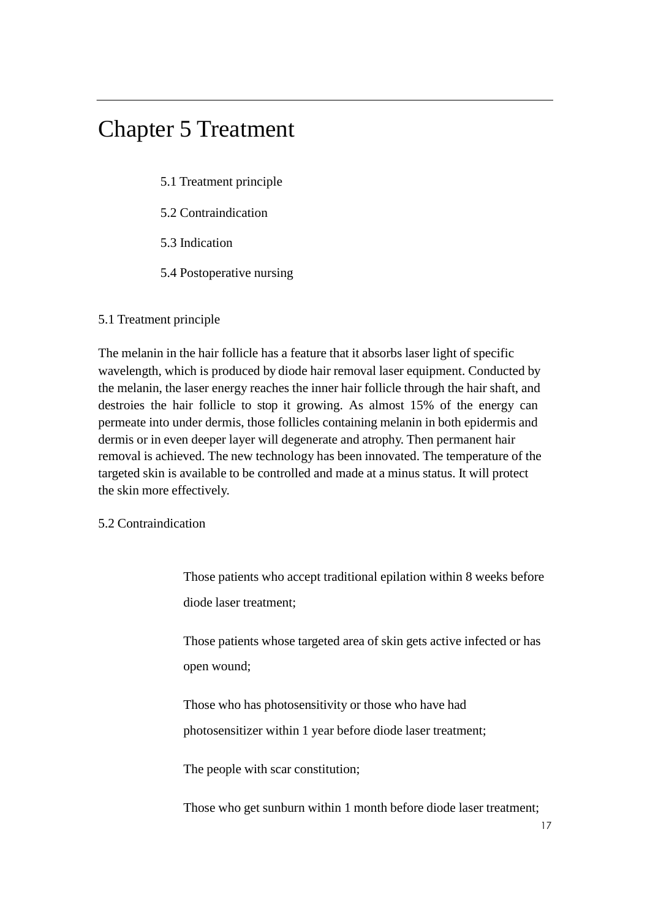# Chapter 5 Treatment

5.1 Treatment principle

5.2 Contraindication

5.3 Indication

5.4 Postoperative nursing

## 5.1 Treatment principle

The melanin in the hair follicle has a feature that it absorbs laser light of specific wavelength, which is produced by diode hair removal laser equipment. Conducted by the melanin, the laser energy reaches the inner hair follicle through the hair shaft, and destroies the hair follicle to stop it growing. As almost 15% of the energy can permeate into under dermis, those follicles containing melanin in both epidermis and dermis or in even deeper layer will degenerate and atrophy. Then permanent hair removal is achieved. The new technology has been innovated. The temperature of the targeted skin is available to be controlled and made at a minus status. It will protect the skin more effectively.

## 5.2 Contraindication

Those patients who accept traditional epilation within 8 weeks before diode laser treatment;

Those patients whose targeted area of skin gets active infected or has open wound;

Those who has photosensitivity or those who have had photosensitizer within 1 year before diode laser treatment;

The people with scar constitution;

Those who get sunburn within 1 month before diode laser treatment;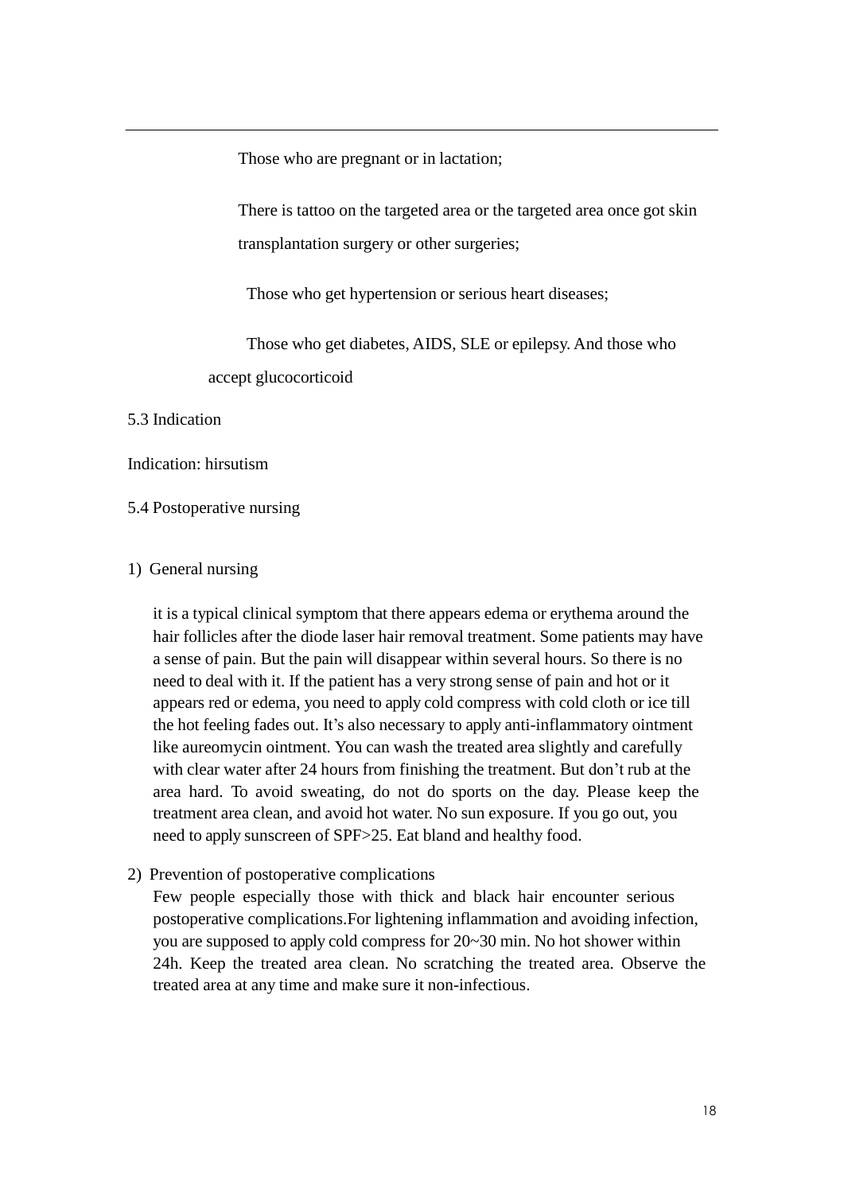Those who are pregnant or in lactation;

There is tattoo on the targeted area or the targeted area once got skin transplantation surgery or other surgeries;

Those who get hypertension or serious heart diseases;

Those who get diabetes, AIDS, SLE or epilepsy. And those who accept glucocorticoid

5.3 Indication

Indication: hirsutism

5.4 Postoperative nursing

1) General nursing

it is a typical clinical symptom that there appears edema or erythema around the hair follicles after the diode laser hair removal treatment. Some patients may have a sense of pain. But the pain will disappear within several hours. So there is no need to deal with it. If the patient has a very strong sense of pain and hot or it appears red or edema, you need to apply cold compress with cold cloth or ice till the hot feeling fades out. It's also necessary to apply anti-inflammatory ointment like aureomycin ointment. You can wash the treated area slightly and carefully with clear water after 24 hours from finishing the treatment. But don't rub at the area hard. To avoid sweating, do not do sports on the day. Please keep the treatment area clean, and avoid hot water. No sun exposure. If you go out, you need to apply sunscreen of SPF>25. Eat bland and healthy food.

2) Prevention of postoperative complications

Few people especially those with thick and black hair encounter serious postoperative complications.For lightening inflammation and avoiding infection, you are supposed to apply cold compress for 20~30 min. No hot shower within 24h. Keep the treated area clean. No scratching the treated area. Observe the treated area at any time and make sure it non-infectious.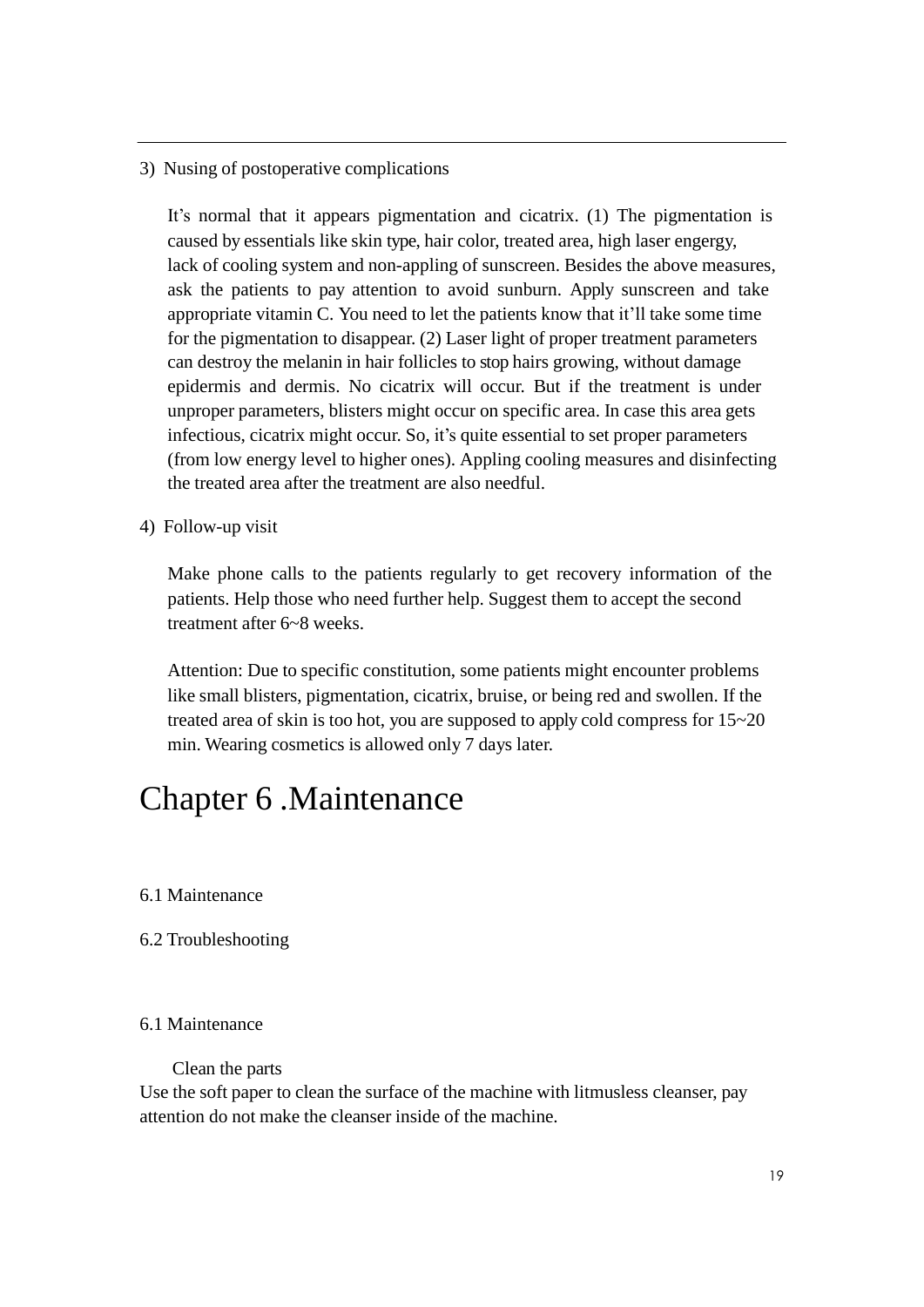3) Nusing of postoperative complications

It’s normal that it appears pigmentation and cicatrix. (1) The pigmentation is caused by essentials like skin type, hair color, treated area, high laser engergy, lack of cooling system and non-appling of sunscreen. Besides the above measures, ask the patients to pay attention to avoid sunburn. Apply sunscreen and take appropriate vitamin C. You need to let the patients know that it’ll take some time for the pigmentation to disappear. (2) Laser light of proper treatment parameters can destroy the melanin in hair follicles to stop hairs growing, without damage epidermis and dermis. No cicatrix will occur. But if the treatment is under unproper parameters, blisters might occur on specific area. In case this area gets infectious, cicatrix might occur. So, it’s quite essential to set proper parameters (from low energy level to higher ones). Appling cooling measures and disinfecting the treated area after the treatment are also needful.

4) Follow-up visit

Make phone calls to the patients regularly to get recovery information of the patients. Help those who need further help. Suggest them to accept the second treatment after 6~8 weeks.

Attention: Due to specific constitution, some patients might encounter problems like small blisters, pigmentation, cicatrix, bruise, or being red and swollen. If the treated area of skin is too hot, you are supposed to apply cold compress for 15~20 min. Wearing cosmetics is allowed only 7 days later.

# Chapter 6 .Maintenance

6.1 Maintenance

6.2 Troubleshooting

## 6.1 Maintenance

Clean the parts

Use the soft paper to clean the surface of the machine with litmusless cleanser, pay attention do not make the cleanser inside of the machine.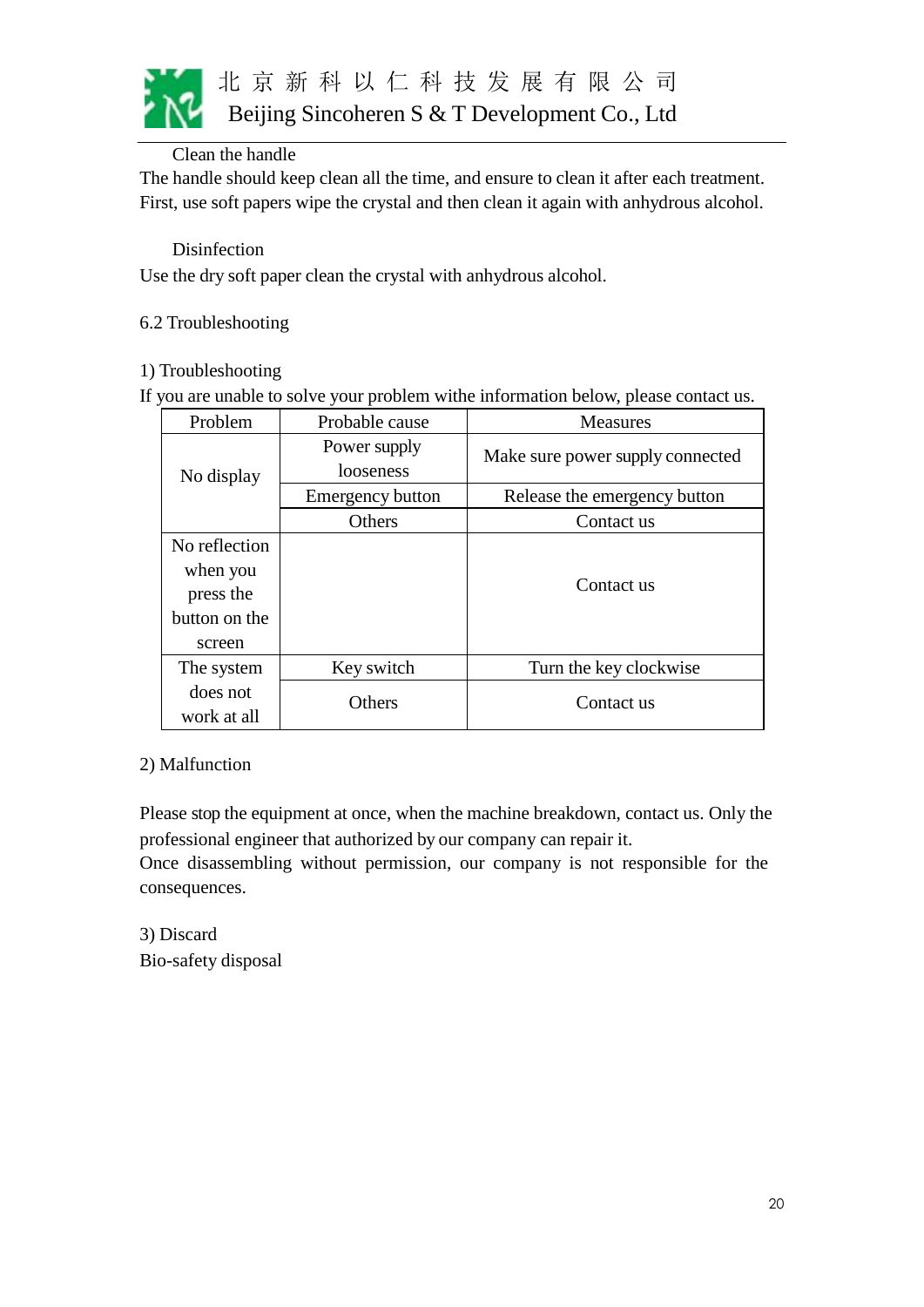Clean the handle

The handle should keep clean all the time, and ensure to clean it after each treatment. First, use soft papers wipe the crystal and then clean it again with anhydrous alcohol.

Disinfection

Use the dry soft paper clean the crystal with anhydrous alcohol.

## 6.2 Troubleshooting

### 1) Troubleshooting

If you are unable to solve your problem withe information below, please contact us.

| Problem | Probable cause | Measures |
|---|---|---|
| No display | Power supply looseness | Make sure power supply connected |
| | Emergency button | Release the emergency button |
| | Others | Contact us |
| No reflection when you press the button on the screen | | Contact us |
| The system does not work at all | Key switch | Turn the key clockwise |
| | Others | Contact us |

### 2) Malfunction

Please stop the equipment at once, when the machine breakdown, contact us. Only the professional engineer that authorized by our company can repair it.

Once disassembling without permission, our company is not responsible for the consequences.

### 3) Discard

Bio-safety disposal